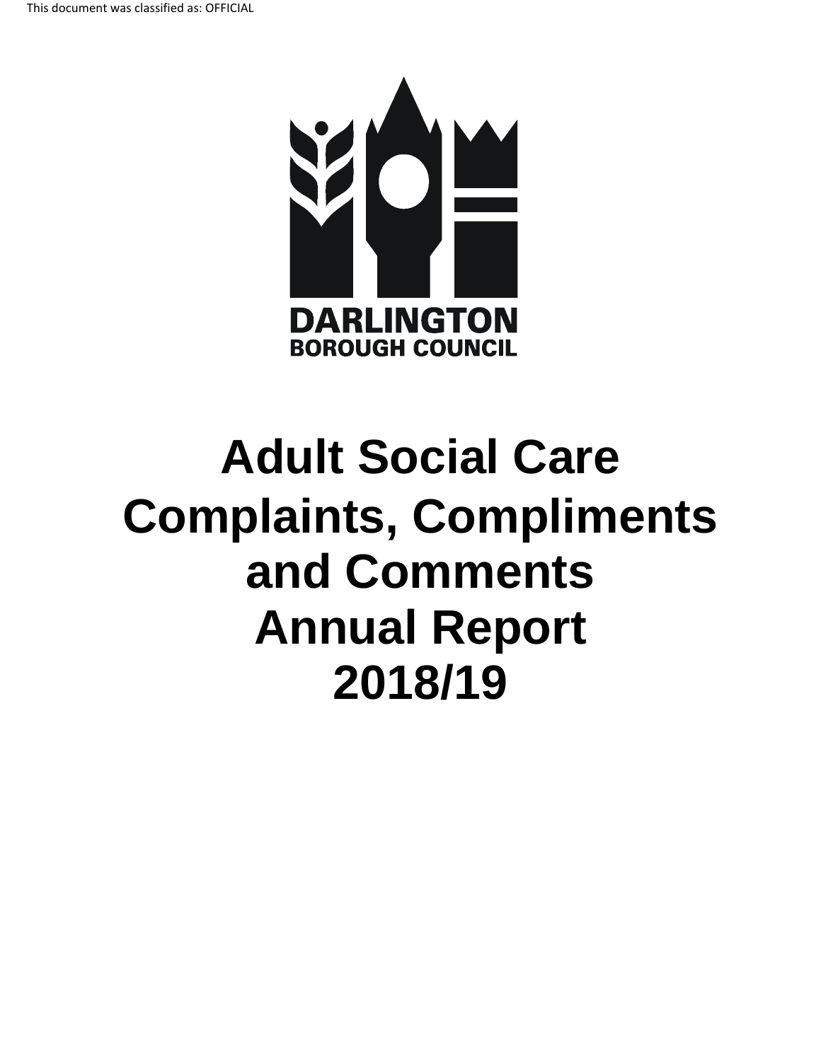This document was classified as: OFFICIAL

DARLINGTON
BOROUGH COUNCIL

# Adult Social Care Complaints, Compliments and Comments Annual Report 2018/19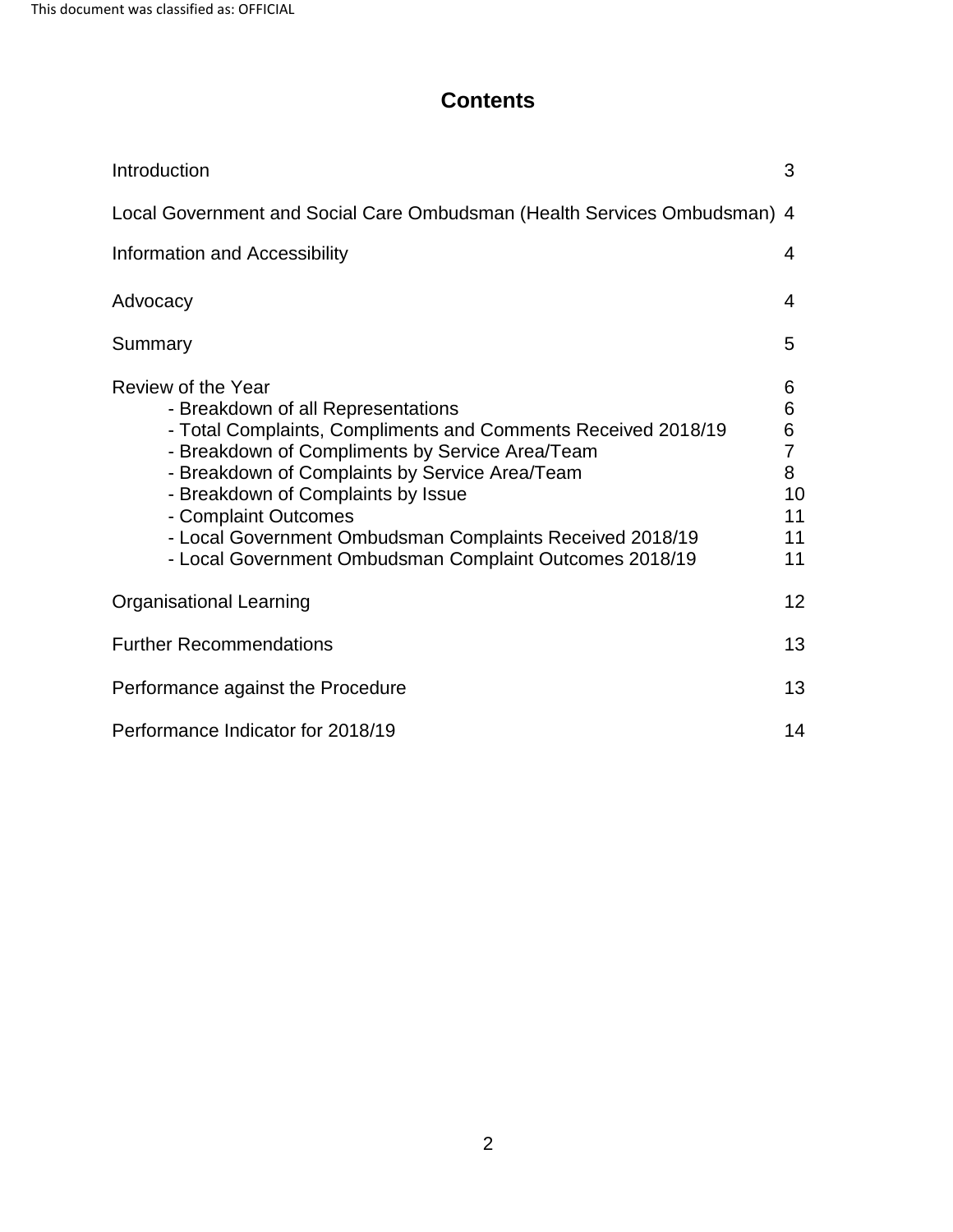# Contents

| | |
|---|---|
| Introduction | 3 |
| Local Government and Social Care Ombudsman (Health Services Ombudsman) | 4 |
| Information and Accessibility | 4 |
| Advocacy | 4 |
| Summary | 5 |
| Review of the Year | 6 |
| - Breakdown of all Representations | 6 |
| - Total Complaints, Compliments and Comments Received 2018/19 | 6 |
| - Breakdown of Compliments by Service Area/Team | 7 |
| - Breakdown of Complaints by Service Area/Team | 8 |
| - Breakdown of Complaints by Issue | 10 |
| - Complaint Outcomes | 11 |
| - Local Government Ombudsman Complaints Received 2018/19 | 11 |
| - Local Government Ombudsman Complaint Outcomes 2018/19 | 11 |
| Organisational Learning | 12 |
| Further Recommendations | 13 |
| Performance against the Procedure | 13 |
| Performance Indicator for 2018/19 | 14 |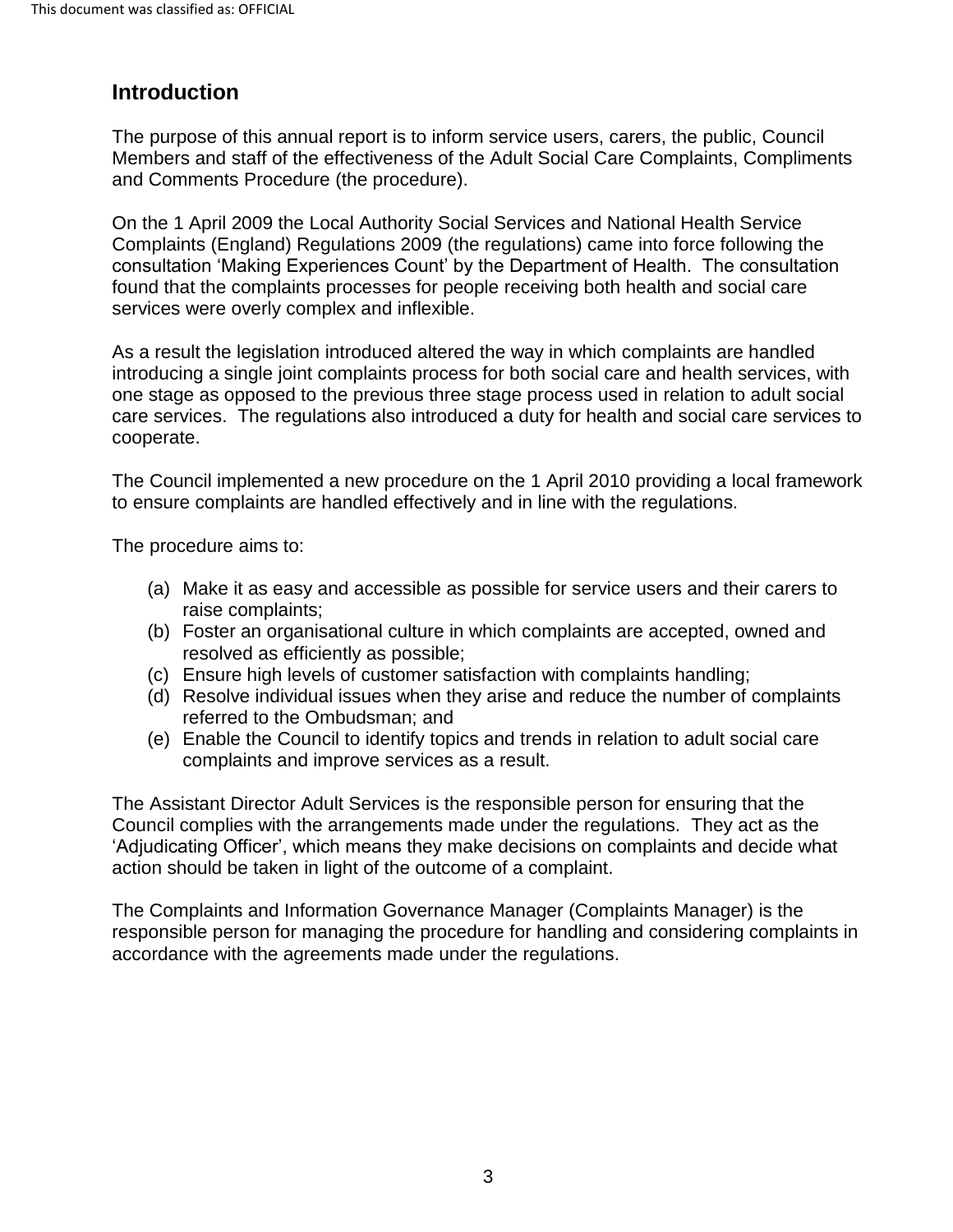## Introduction

The purpose of this annual report is to inform service users, carers, the public, Council Members and staff of the effectiveness of the Adult Social Care Complaints, Compliments and Comments Procedure (the procedure).

On the 1 April 2009 the Local Authority Social Services and National Health Service Complaints (England) Regulations 2009 (the regulations) came into force following the consultation 'Making Experiences Count' by the Department of Health. The consultation found that the complaints processes for people receiving both health and social care services were overly complex and inflexible.

As a result the legislation introduced altered the way in which complaints are handled introducing a single joint complaints process for both social care and health services, with one stage as opposed to the previous three stage process used in relation to adult social care services. The regulations also introduced a duty for health and social care services to cooperate.

The Council implemented a new procedure on the 1 April 2010 providing a local framework to ensure complaints are handled effectively and in line with the regulations.

The procedure aims to:

(a) Make it as easy and accessible as possible for service users and their carers to raise complaints;
(b) Foster an organisational culture in which complaints are accepted, owned and resolved as efficiently as possible;
(c) Ensure high levels of customer satisfaction with complaints handling;
(d) Resolve individual issues when they arise and reduce the number of complaints referred to the Ombudsman; and
(e) Enable the Council to identify topics and trends in relation to adult social care complaints and improve services as a result.

The Assistant Director Adult Services is the responsible person for ensuring that the Council complies with the arrangements made under the regulations. They act as the 'Adjudicating Officer', which means they make decisions on complaints and decide what action should be taken in light of the outcome of a complaint.

The Complaints and Information Governance Manager (Complaints Manager) is the responsible person for managing the procedure for handling and considering complaints in accordance with the agreements made under the regulations.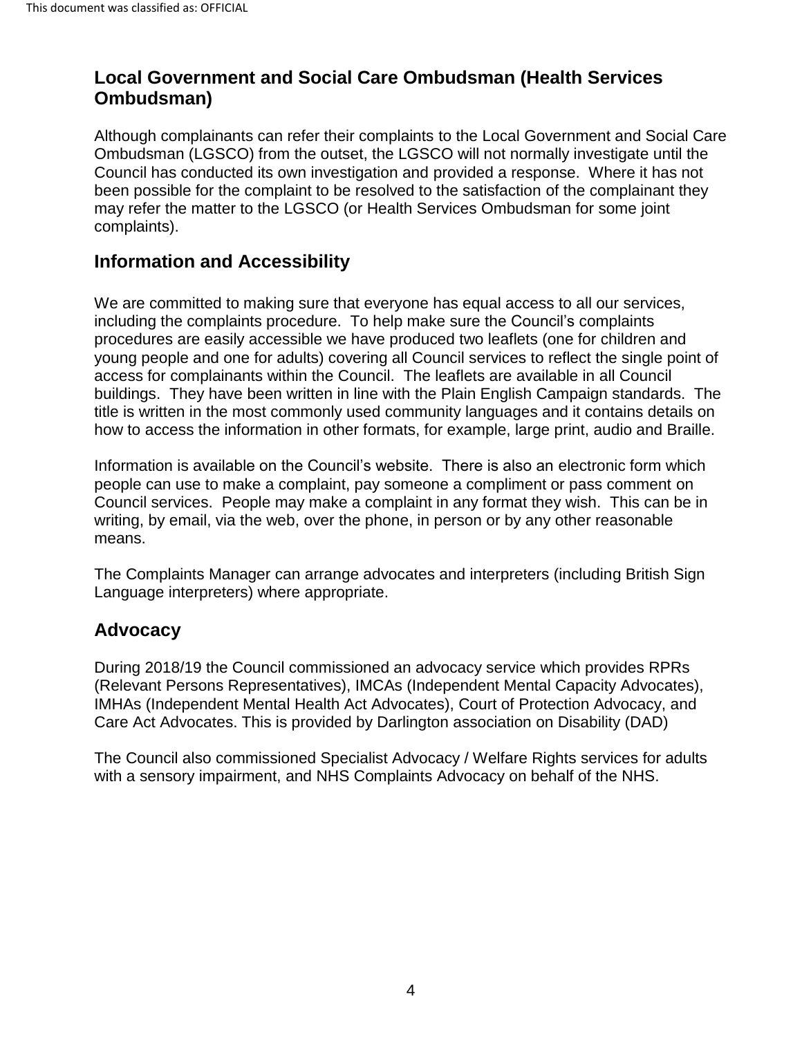## Local Government and Social Care Ombudsman (Health Services Ombudsman)

Although complainants can refer their complaints to the Local Government and Social Care Ombudsman (LGSCO) from the outset, the LGSCO will not normally investigate until the Council has conducted its own investigation and provided a response. Where it has not been possible for the complaint to be resolved to the satisfaction of the complainant they may refer the matter to the LGSCO (or Health Services Ombudsman for some joint complaints).

## Information and Accessibility

We are committed to making sure that everyone has equal access to all our services, including the complaints procedure. To help make sure the Council's complaints procedures are easily accessible we have produced two leaflets (one for children and young people and one for adults) covering all Council services to reflect the single point of access for complainants within the Council. The leaflets are available in all Council buildings. They have been written in line with the Plain English Campaign standards. The title is written in the most commonly used community languages and it contains details on how to access the information in other formats, for example, large print, audio and Braille.

Information is available on the Council's website. There is also an electronic form which people can use to make a complaint, pay someone a compliment or pass comment on Council services. People may make a complaint in any format they wish. This can be in writing, by email, via the web, over the phone, in person or by any other reasonable means.

The Complaints Manager can arrange advocates and interpreters (including British Sign Language interpreters) where appropriate.

## Advocacy

During 2018/19 the Council commissioned an advocacy service which provides RPRs (Relevant Persons Representatives), IMCAs (Independent Mental Capacity Advocates), IMHAs (Independent Mental Health Act Advocates), Court of Protection Advocacy, and Care Act Advocates. This is provided by Darlington association on Disability (DAD)

The Council also commissioned Specialist Advocacy / Welfare Rights services for adults with a sensory impairment, and NHS Complaints Advocacy on behalf of the NHS.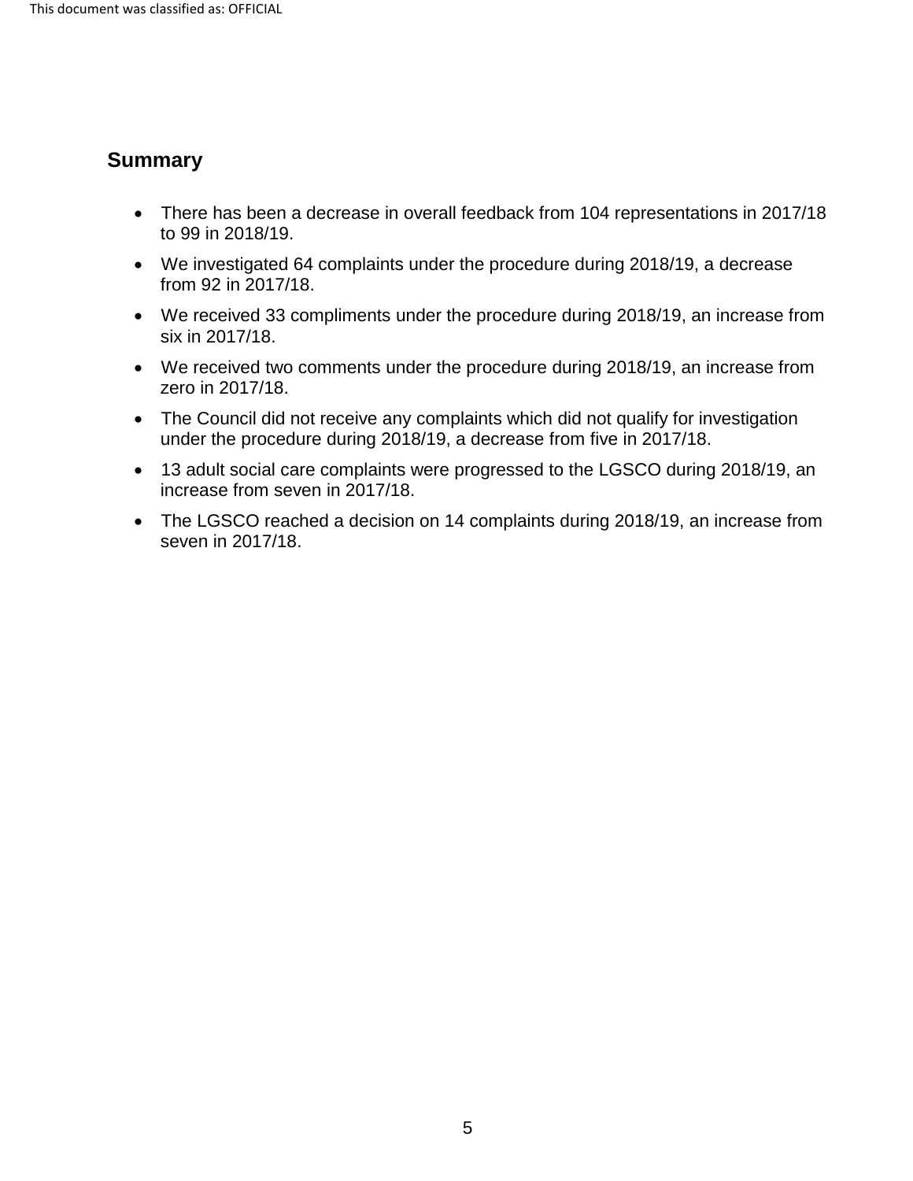## Summary

- There has been a decrease in overall feedback from 104 representations in 2017/18 to 99 in 2018/19.
- We investigated 64 complaints under the procedure during 2018/19, a decrease from 92 in 2017/18.
- We received 33 compliments under the procedure during 2018/19, an increase from six in 2017/18.
- We received two comments under the procedure during 2018/19, an increase from zero in 2017/18.
- The Council did not receive any complaints which did not qualify for investigation under the procedure during 2018/19, a decrease from five in 2017/18.
- 13 adult social care complaints were progressed to the LGSCO during 2018/19, an increase from seven in 2017/18.
- The LGSCO reached a decision on 14 complaints during 2018/19, an increase from seven in 2017/18.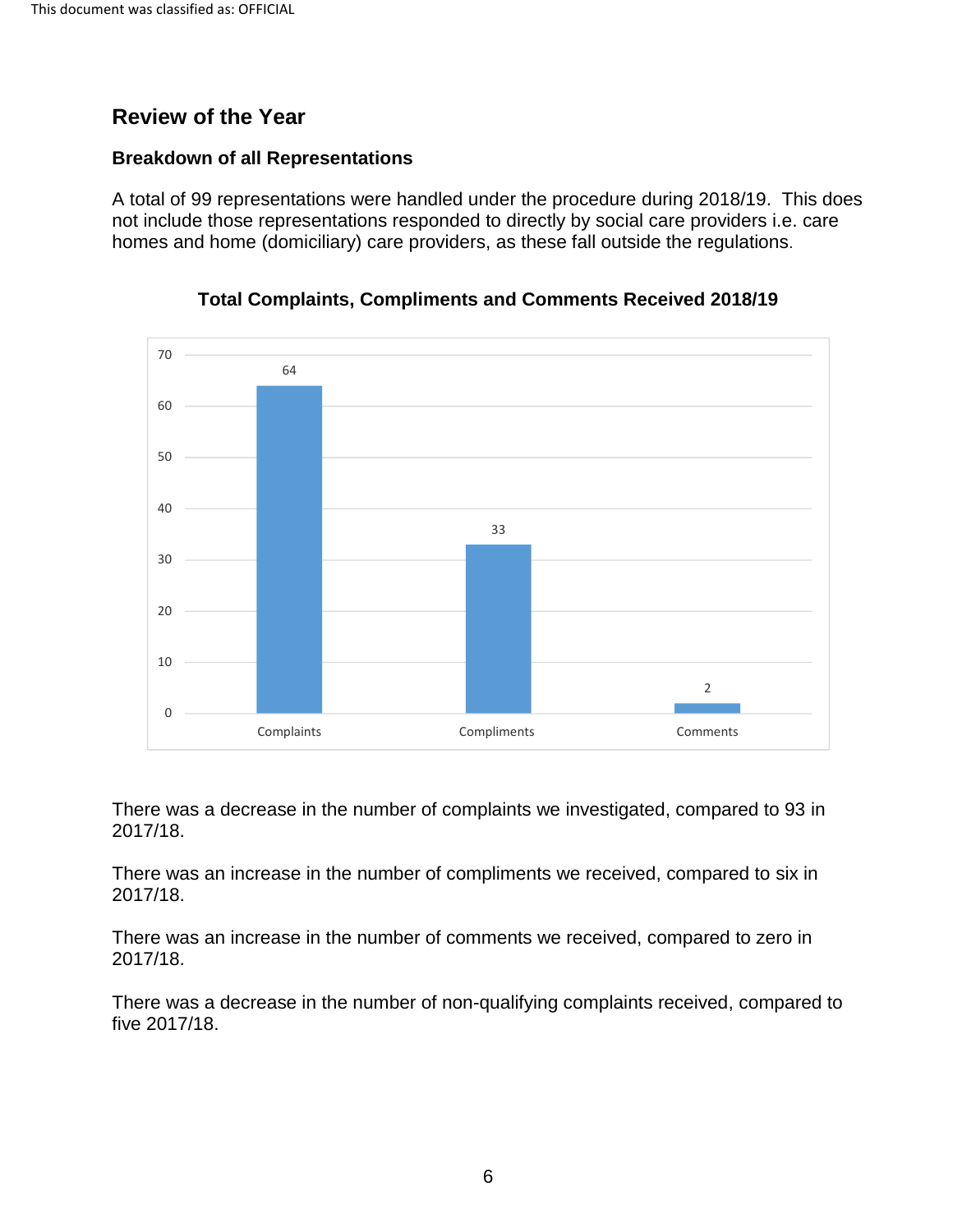## Review of the Year

### Breakdown of all Representations

A total of 99 representations were handled under the procedure during 2018/19. This does not include those representations responded to directly by social care providers i.e. care homes and home (domiciliary) care providers, as these fall outside the regulations.

**Total Complaints, Compliments and Comments Received 2018/19**

| Category | Number |
|---|---|
| Complaints | 64 |
| Compliments | 33 |
| Comments | 2 |

There was a decrease in the number of complaints we investigated, compared to 93 in 2017/18.

There was an increase in the number of compliments we received, compared to six in 2017/18.

There was an increase in the number of comments we received, compared to zero in 2017/18.

There was a decrease in the number of non-qualifying complaints received, compared to five 2017/18.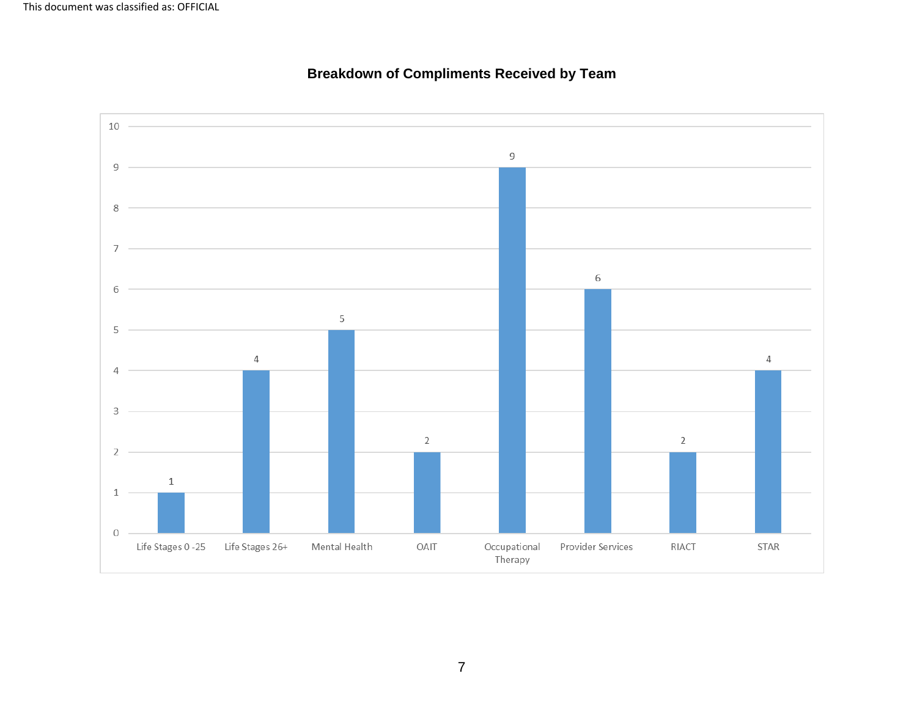This document was classified as: OFFICIAL

## Breakdown of Compliments Received by Team

| Team | Compliments |
|---|---|
| Life Stages 0 -25 | 1 |
| Life Stages 26+ | 4 |
| Mental Health | 5 |
| OAIT | 2 |
| Occupational Therapy | 9 |
| Provider Services | 6 |
| RIACT | 2 |
| STAR | 4 |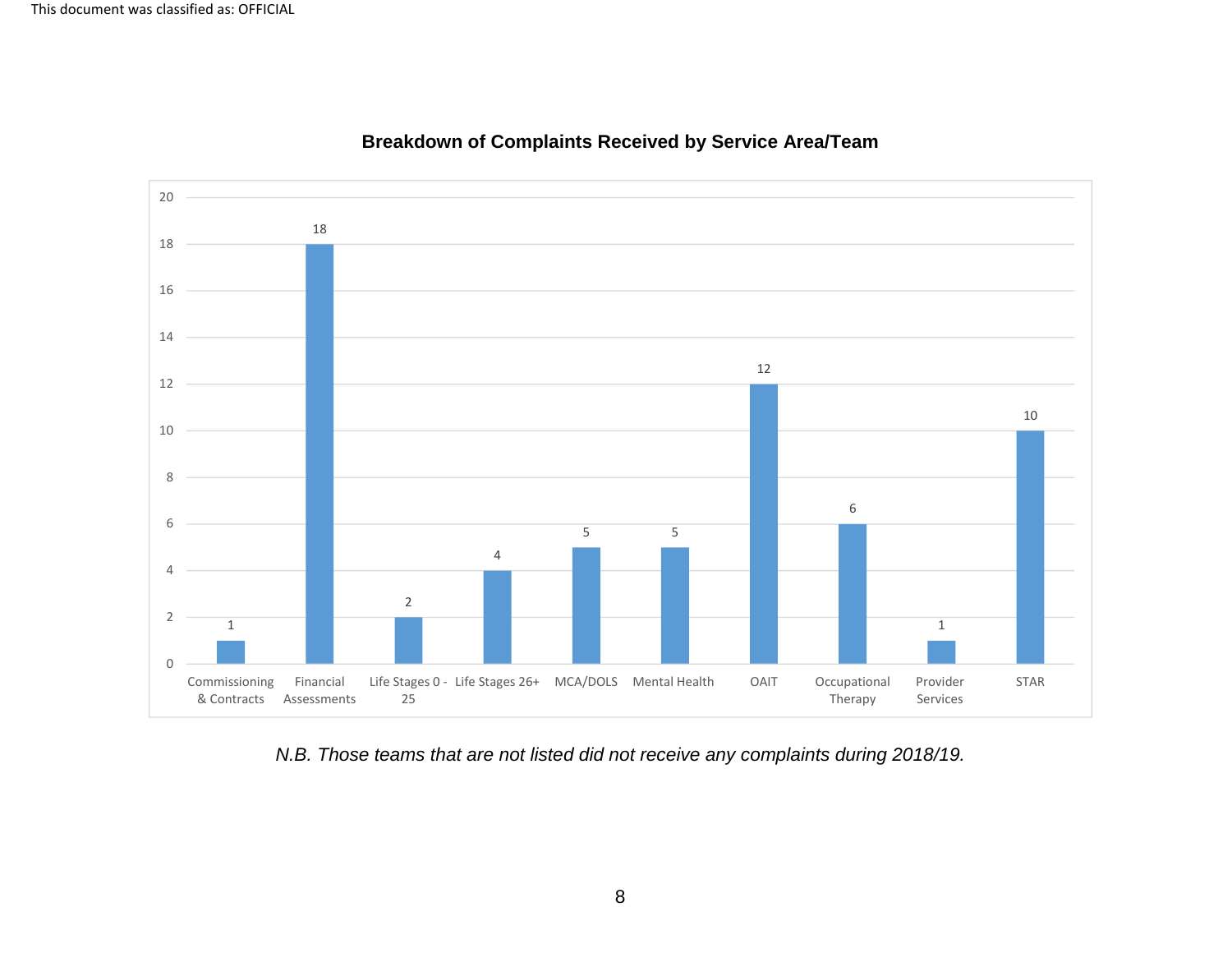**Breakdown of Complaints Received by Service Area/Team**

| Service Area/Team | Complaints |
|---|---|
| Commissioning & Contracts | 1 |
| Financial Assessments | 18 |
| Life Stages 0 - 25 | 2 |
| Life Stages 26+ | 4 |
| MCA/DOLS | 5 |
| Mental Health | 5 |
| OAIT | 12 |
| Occupational Therapy | 6 |
| Provider Services | 1 |
| STAR | 10 |

*N.B. Those teams that are not listed did not receive any complaints during 2018/19.*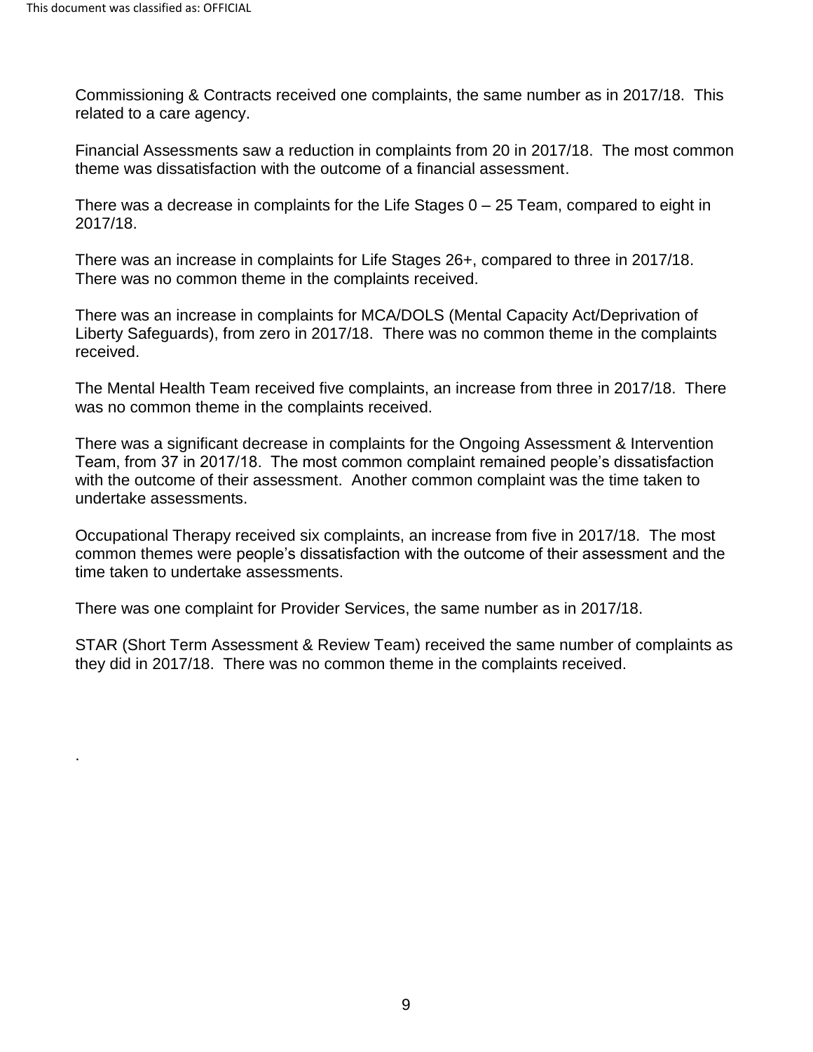Commissioning & Contracts received one complaints, the same number as in 2017/18. This related to a care agency.

Financial Assessments saw a reduction in complaints from 20 in 2017/18. The most common theme was dissatisfaction with the outcome of a financial assessment.

There was a decrease in complaints for the Life Stages 0 – 25 Team, compared to eight in 2017/18.

There was an increase in complaints for Life Stages 26+, compared to three in 2017/18. There was no common theme in the complaints received.

There was an increase in complaints for MCA/DOLS (Mental Capacity Act/Deprivation of Liberty Safeguards), from zero in 2017/18. There was no common theme in the complaints received.

The Mental Health Team received five complaints, an increase from three in 2017/18. There was no common theme in the complaints received.

There was a significant decrease in complaints for the Ongoing Assessment & Intervention Team, from 37 in 2017/18. The most common complaint remained people's dissatisfaction with the outcome of their assessment. Another common complaint was the time taken to undertake assessments.

Occupational Therapy received six complaints, an increase from five in 2017/18. The most common themes were people's dissatisfaction with the outcome of their assessment and the time taken to undertake assessments.

There was one complaint for Provider Services, the same number as in 2017/18.

STAR (Short Term Assessment & Review Team) received the same number of complaints as they did in 2017/18. There was no common theme in the complaints received.

.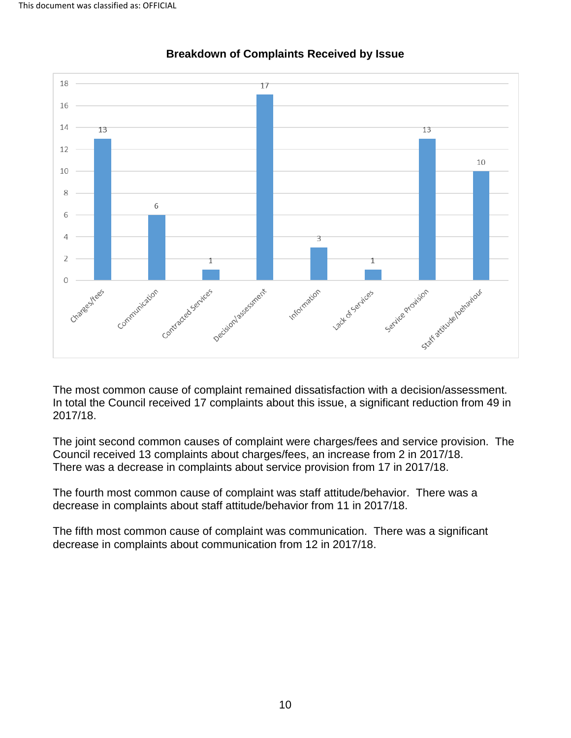**Breakdown of Complaints Received by Issue**

| Issue | Number of complaints |
|---|---|
| Charges/fees | 13 |
| Communication | 6 |
| Contracted Services | 1 |
| Decision/assessment | 17 |
| Information | 3 |
| Lack of Services | 1 |
| Service Provision | 13 |
| Staff attitude/behaviour | 10 |

The most common cause of complaint remained dissatisfaction with a decision/assessment. In total the Council received 17 complaints about this issue, a significant reduction from 49 in 2017/18.

The joint second common causes of complaint were charges/fees and service provision. The Council received 13 complaints about charges/fees, an increase from 2 in 2017/18. There was a decrease in complaints about service provision from 17 in 2017/18.

The fourth most common cause of complaint was staff attitude/behavior. There was a decrease in complaints about staff attitude/behavior from 11 in 2017/18.

The fifth most common cause of complaint was communication. There was a significant decrease in complaints about communication from 12 in 2017/18.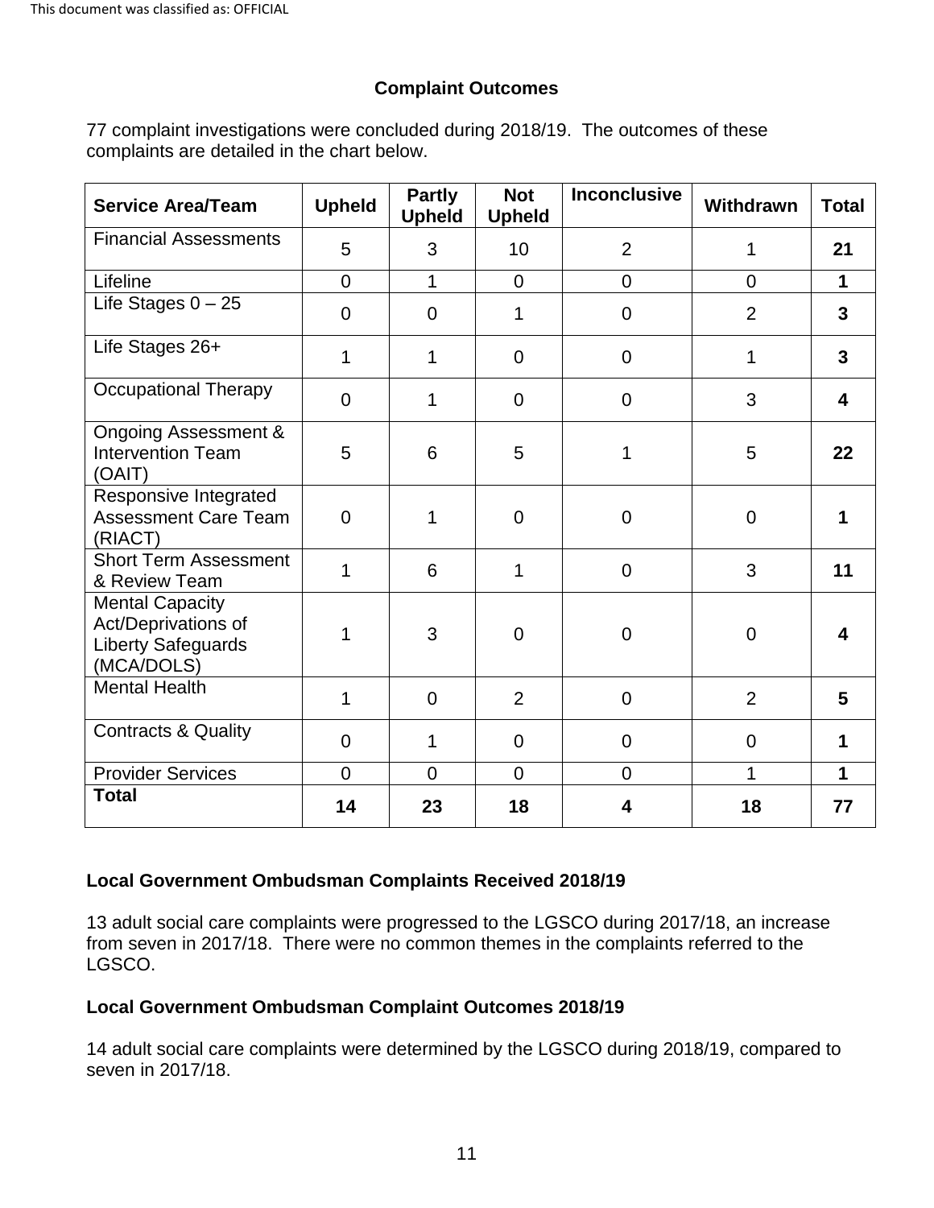## Complaint Outcomes

77 complaint investigations were concluded during 2018/19. The outcomes of these complaints are detailed in the chart below.

| Service Area/Team | Upheld | Partly Upheld | Not Upheld | Inconclusive | Withdrawn | Total |
|---|---|---|---|---|---|---|
| Financial Assessments | 5 | 3 | 10 | 2 | 1 | **21** |
| Lifeline | 0 | 1 | 0 | 0 | 0 | **1** |
| Life Stages 0 – 25 | 0 | 0 | 1 | 0 | 2 | **3** |
| Life Stages 26+ | 1 | 1 | 0 | 0 | 1 | **3** |
| Occupational Therapy | 0 | 1 | 0 | 0 | 3 | **4** |
| Ongoing Assessment & Intervention Team (OAIT) | 5 | 6 | 5 | 1 | 5 | **22** |
| Responsive Integrated Assessment Care Team (RIACT) | 0 | 1 | 0 | 0 | 0 | **1** |
| Short Term Assessment & Review Team | 1 | 6 | 1 | 0 | 3 | **11** |
| Mental Capacity Act/Deprivations of Liberty Safeguards (MCA/DOLS) | 1 | 3 | 0 | 0 | 0 | **4** |
| Mental Health | 1 | 0 | 2 | 0 | 2 | **5** |
| Contracts & Quality | 0 | 1 | 0 | 0 | 0 | **1** |
| Provider Services | 0 | 0 | 0 | 0 | 1 | **1** |
| **Total** | **14** | **23** | **18** | **4** | **18** | **77** |

### Local Government Ombudsman Complaints Received 2018/19

13 adult social care complaints were progressed to the LGSCO during 2017/18, an increase from seven in 2017/18. There were no common themes in the complaints referred to the LGSCO.

### Local Government Ombudsman Complaint Outcomes 2018/19

14 adult social care complaints were determined by the LGSCO during 2018/19, compared to seven in 2017/18.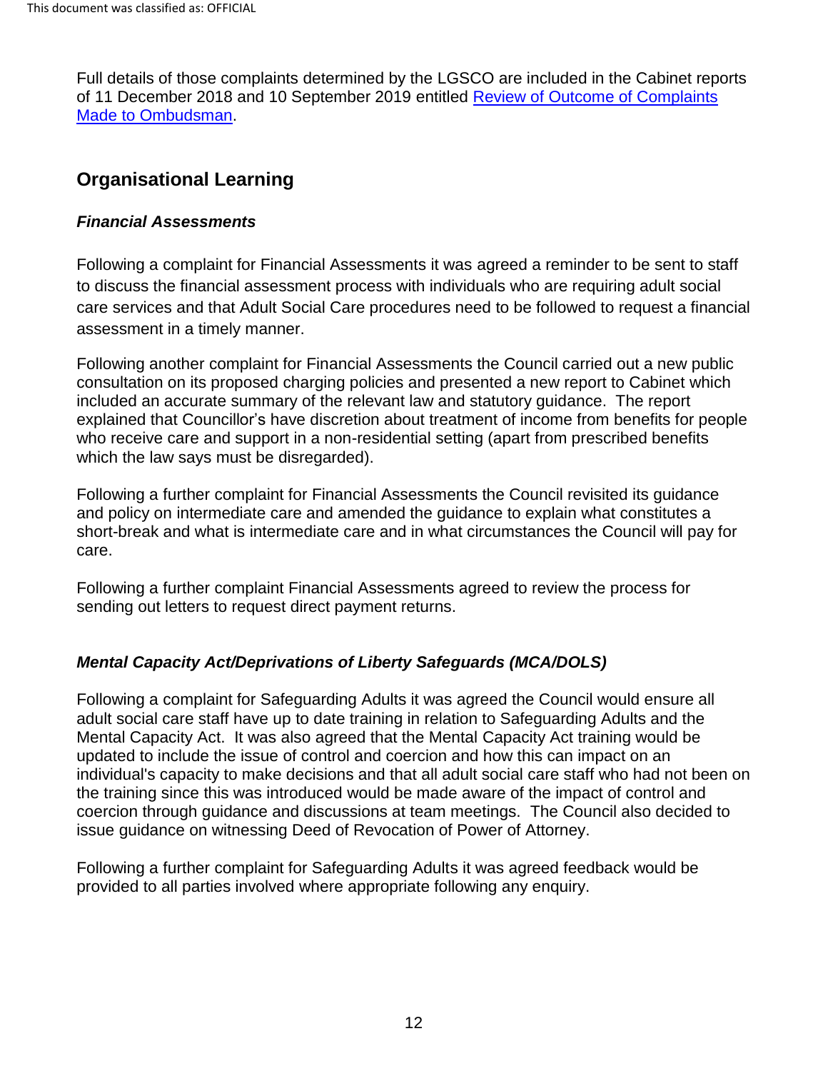Full details of those complaints determined by the LGSCO are included in the Cabinet reports of 11 December 2018 and 10 September 2019 entitled [Review of Outcome of Complaints Made to Ombudsman](#).

## Organisational Learning

### *Financial Assessments*

Following a complaint for Financial Assessments it was agreed a reminder to be sent to staff to discuss the financial assessment process with individuals who are requiring adult social care services and that Adult Social Care procedures need to be followed to request a financial assessment in a timely manner.

Following another complaint for Financial Assessments the Council carried out a new public consultation on its proposed charging policies and presented a new report to Cabinet which included an accurate summary of the relevant law and statutory guidance. The report explained that Councillor's have discretion about treatment of income from benefits for people who receive care and support in a non-residential setting (apart from prescribed benefits which the law says must be disregarded).

Following a further complaint for Financial Assessments the Council revisited its guidance and policy on intermediate care and amended the guidance to explain what constitutes a short-break and what is intermediate care and in what circumstances the Council will pay for care.

Following a further complaint Financial Assessments agreed to review the process for sending out letters to request direct payment returns.

### *Mental Capacity Act/Deprivations of Liberty Safeguards (MCA/DOLS)*

Following a complaint for Safeguarding Adults it was agreed the Council would ensure all adult social care staff have up to date training in relation to Safeguarding Adults and the Mental Capacity Act. It was also agreed that the Mental Capacity Act training would be updated to include the issue of control and coercion and how this can impact on an individual's capacity to make decisions and that all adult social care staff who had not been on the training since this was introduced would be made aware of the impact of control and coercion through guidance and discussions at team meetings. The Council also decided to issue guidance on witnessing Deed of Revocation of Power of Attorney.

Following a further complaint for Safeguarding Adults it was agreed feedback would be provided to all parties involved where appropriate following any enquiry.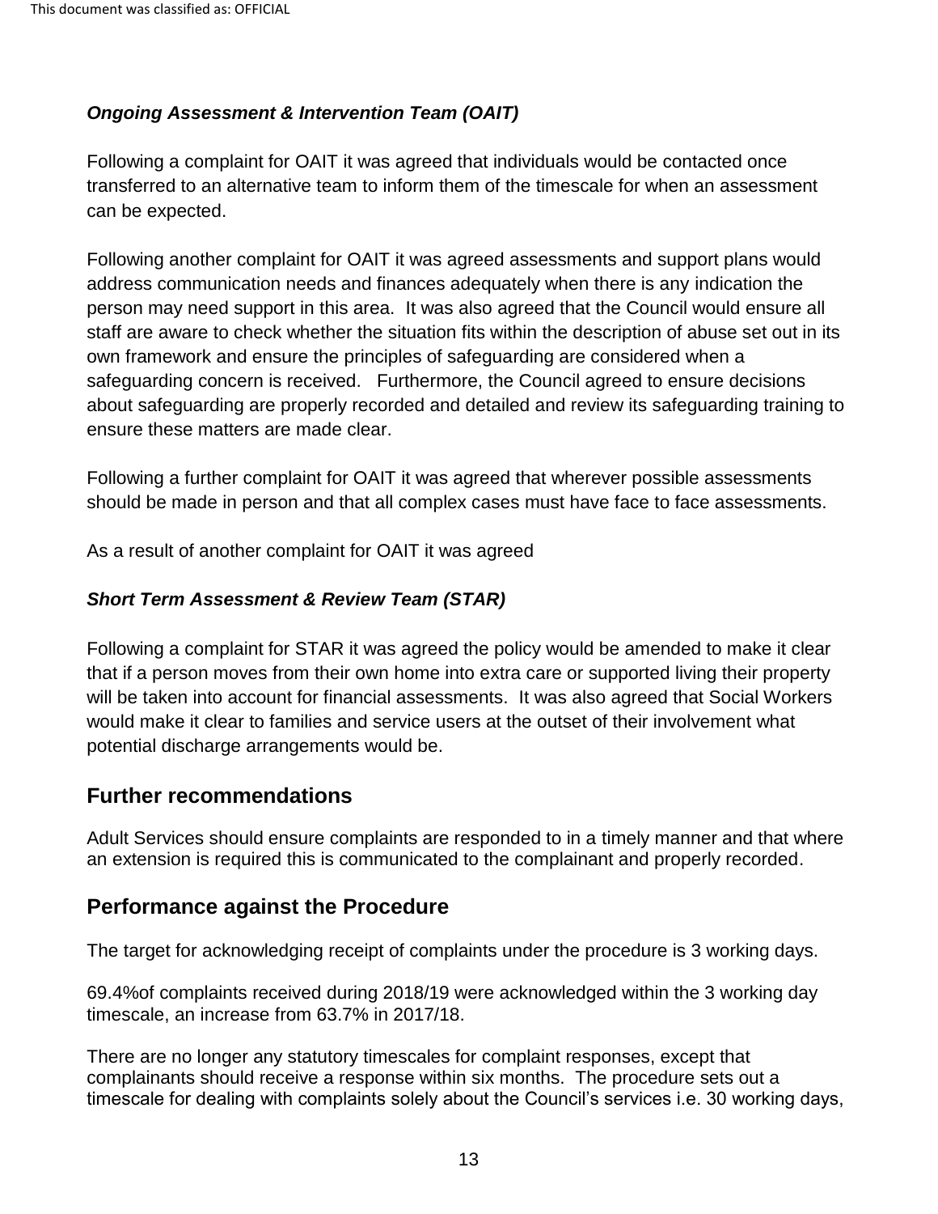### *Ongoing Assessment & Intervention Team (OAIT)*

Following a complaint for OAIT it was agreed that individuals would be contacted once transferred to an alternative team to inform them of the timescale for when an assessment can be expected.

Following another complaint for OAIT it was agreed assessments and support plans would address communication needs and finances adequately when there is any indication the person may need support in this area. It was also agreed that the Council would ensure all staff are aware to check whether the situation fits within the description of abuse set out in its own framework and ensure the principles of safeguarding are considered when a safeguarding concern is received. Furthermore, the Council agreed to ensure decisions about safeguarding are properly recorded and detailed and review its safeguarding training to ensure these matters are made clear.

Following a further complaint for OAIT it was agreed that wherever possible assessments should be made in person and that all complex cases must have face to face assessments.

As a result of another complaint for OAIT it was agreed

### *Short Term Assessment & Review Team (STAR)*

Following a complaint for STAR it was agreed the policy would be amended to make it clear that if a person moves from their own home into extra care or supported living their property will be taken into account for financial assessments. It was also agreed that Social Workers would make it clear to families and service users at the outset of their involvement what potential discharge arrangements would be.

## Further recommendations

Adult Services should ensure complaints are responded to in a timely manner and that where an extension is required this is communicated to the complainant and properly recorded.

## Performance against the Procedure

The target for acknowledging receipt of complaints under the procedure is 3 working days.

69.4%of complaints received during 2018/19 were acknowledged within the 3 working day timescale, an increase from 63.7% in 2017/18.

There are no longer any statutory timescales for complaint responses, except that complainants should receive a response within six months. The procedure sets out a timescale for dealing with complaints solely about the Council's services i.e. 30 working days,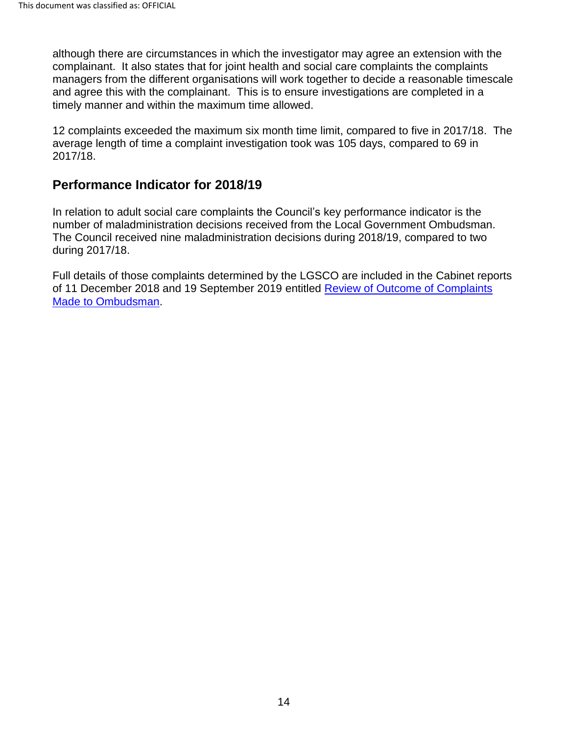although there are circumstances in which the investigator may agree an extension with the complainant. It also states that for joint health and social care complaints the complaints managers from the different organisations will work together to decide a reasonable timescale and agree this with the complainant. This is to ensure investigations are completed in a timely manner and within the maximum time allowed.

12 complaints exceeded the maximum six month time limit, compared to five in 2017/18. The average length of time a complaint investigation took was 105 days, compared to 69 in 2017/18.

## Performance Indicator for 2018/19

In relation to adult social care complaints the Council's key performance indicator is the number of maladministration decisions received from the Local Government Ombudsman. The Council received nine maladministration decisions during 2018/19, compared to two during 2017/18.

Full details of those complaints determined by the LGSCO are included in the Cabinet reports of 11 December 2018 and 19 September 2019 entitled Review of Outcome of Complaints Made to Ombudsman.